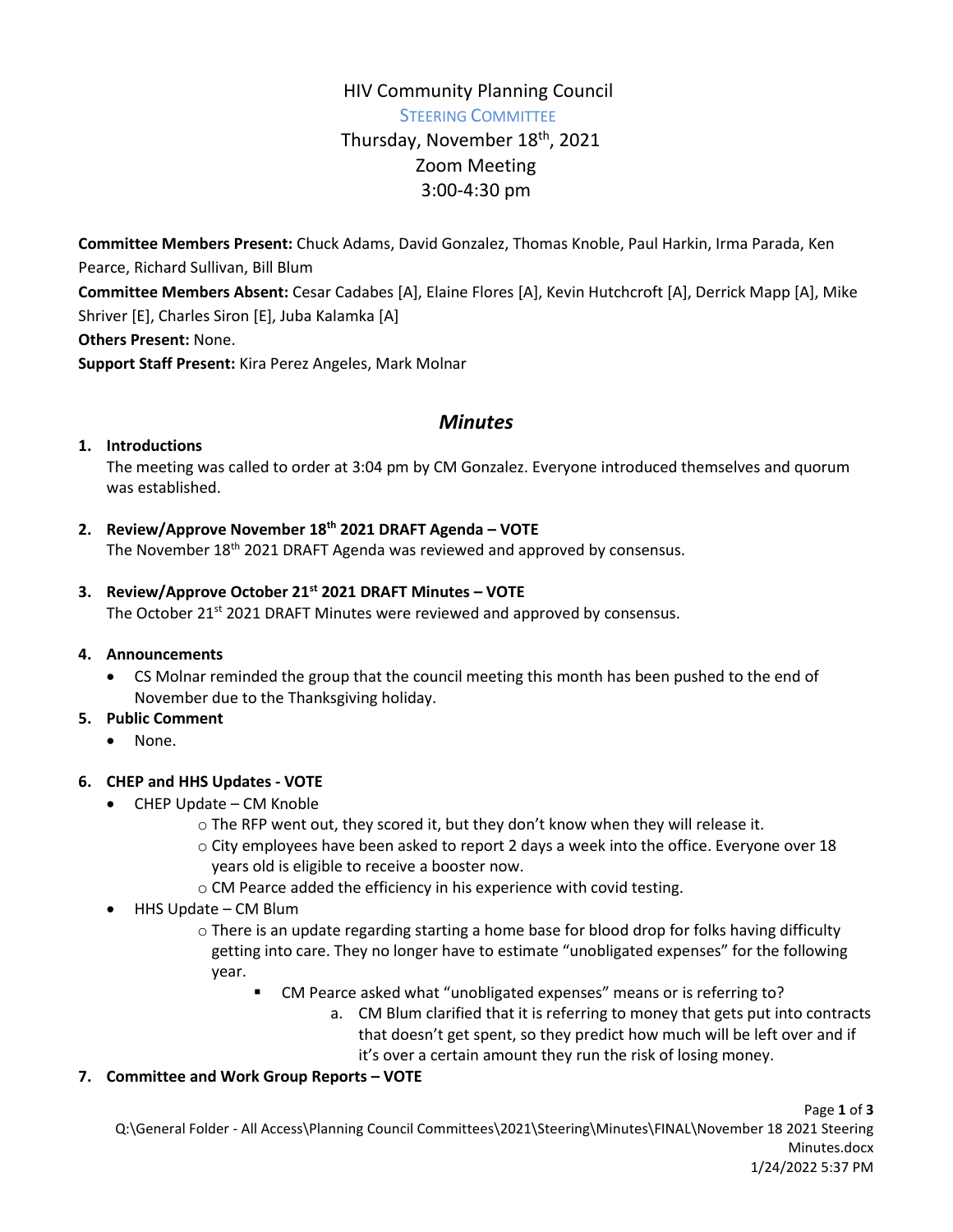# HIV Community Planning Council

## Steering Committee

Thursday, November 18th, 2021
Zoom Meeting
3:00-4:30 pm

**Committee Members Present:** Chuck Adams, David Gonzalez, Thomas Knoble, Paul Harkin, Irma Parada, Ken Pearce, Richard Sullivan, Bill Blum

**Committee Members Absent:** Cesar Cadabes [A], Elaine Flores [A], Kevin Hutchcroft [A], Derrick Mapp [A], Mike Shriver [E], Charles Siron [E], Juba Kalamka [A]

**Others Present:** None.

**Support Staff Present:** Kira Perez Angeles, Mark Molnar

## *Minutes*

1. **Introductions**
   The meeting was called to order at 3:04 pm by CM Gonzalez. Everyone introduced themselves and quorum was established.

2. **Review/Approve November 18th 2021 DRAFT Agenda – VOTE**
   The November 18th 2021 DRAFT Agenda was reviewed and approved by consensus.

3. **Review/Approve October 21st 2021 DRAFT Minutes – VOTE**
   The October 21st 2021 DRAFT Minutes were reviewed and approved by consensus.

4. **Announcements**
   - CS Molnar reminded the group that the council meeting this month has been pushed to the end of November due to the Thanksgiving holiday.

5. **Public Comment**
   - None.

6. **CHEP and HHS Updates - VOTE**
   - CHEP Update – CM Knoble
     - The RFP went out, they scored it, but they don't know when they will release it.
     - City employees have been asked to report 2 days a week into the office. Everyone over 18 years old is eligible to receive a booster now.
     - CM Pearce added the efficiency in his experience with covid testing.
   - HHS Update – CM Blum
     - There is an update regarding starting a home base for blood drop for folks having difficulty getting into care. They no longer have to estimate "unobligated expenses" for the following year.
       - CM Pearce asked what "unobligated expenses" means or is referring to?
         a. CM Blum clarified that it is referring to money that gets put into contracts that doesn't get spent, so they predict how much will be left over and if it's over a certain amount they run the risk of losing money.

7. **Committee and Work Group Reports – VOTE**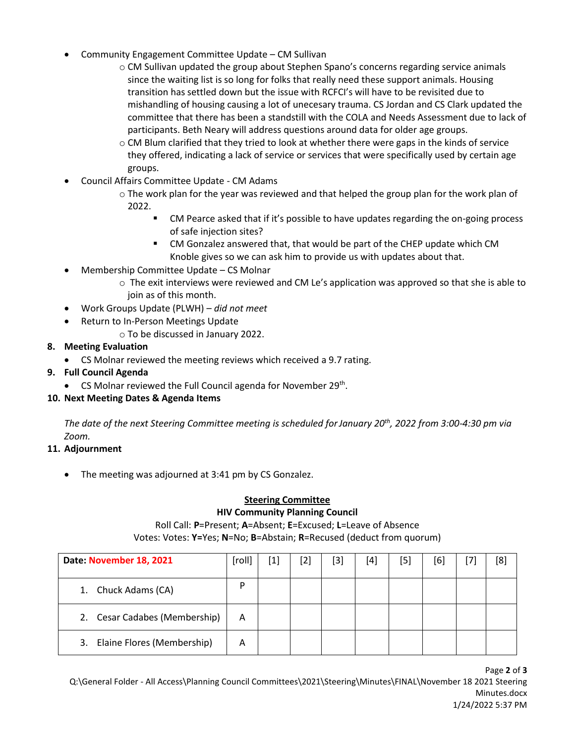- Community Engagement Committee Update – CM Sullivan
    - CM Sullivan updated the group about Stephen Spano's concerns regarding service animals since the waiting list is so long for folks that really need these support animals. Housing transition has settled down but the issue with RCFCI's will have to be revisited due to mishandling of housing causing a lot of unecesary trauma. CS Jordan and CS Clark updated the committee that there has been a standstill with the COLA and Needs Assessment due to lack of participants. Beth Neary will address questions around data for older age groups.
    - CM Blum clarified that they tried to look at whether there were gaps in the kinds of service they offered, indicating a lack of service or services that were specifically used by certain age groups.
- Council Affairs Committee Update - CM Adams
    - The work plan for the year was reviewed and that helped the group plan for the work plan of 2022.
        - CM Pearce asked that if it's possible to have updates regarding the on-going process of safe injection sites?
        - CM Gonzalez answered that, that would be part of the CHEP update which CM Knoble gives so we can ask him to provide us with updates about that.
- Membership Committee Update – CS Molnar
    - The exit interviews were reviewed and CM Le's application was approved so that she is able to join as of this month.
- Work Groups Update (PLWH) – *did not meet*
- Return to In-Person Meetings Update
    - To be discussed in January 2022.

**8. Meeting Evaluation**

- CS Molnar reviewed the meeting reviews which received a 9.7 rating.

**9. Full Council Agenda**

- CS Molnar reviewed the Full Council agenda for November 29th.

**10. Next Meeting Dates & Agenda Items**

*The date of the next Steering Committee meeting is scheduled for January 20th, 2022 from 3:00-4:30 pm via Zoom.*

**11. Adjournment**

- The meeting was adjourned at 3:41 pm by CS Gonzalez.

**Steering Committee**
**HIV Community Planning Council**

Roll Call: **P**=Present; **A**=Absent; **E**=Excused; **L**=Leave of Absence
Votes: Votes: **Y**=Yes; **N**=No; **B**=Abstain; **R**=Recused (deduct from quorum)

| Date: November 18, 2021 | [roll] | [1] | [2] | [3] | [4] | [5] | [6] | [7] | [8] |
|---|---|---|---|---|---|---|---|---|---|
| 1. Chuck Adams (CA) | P | | | | | | | | |
| 2. Cesar Cadabes (Membership) | A | | | | | | | | |
| 3. Elaine Flores (Membership) | A | | | | | | | | |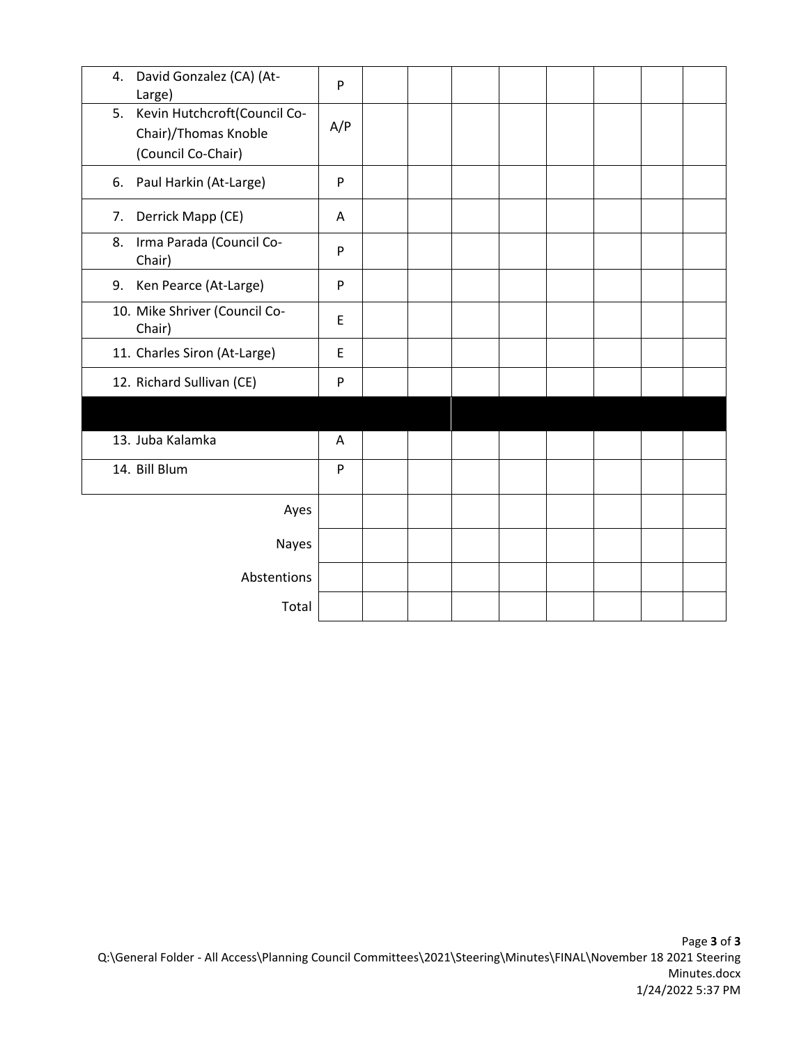| | | | | | | | | | |
|---|---|---|---|---|---|---|---|---|---|
| 4. David Gonzalez (CA) (At-Large) | P | | | | | | | | |
| 5. Kevin Hutchcroft(Council Co-Chair)/Thomas Knoble (Council Co-Chair) | A/P | | | | | | | | |
| 6. Paul Harkin (At-Large) | P | | | | | | | | |
| 7. Derrick Mapp (CE) | A | | | | | | | | |
| 8. Irma Parada (Council Co-Chair) | P | | | | | | | | |
| 9. Ken Pearce (At-Large) | P | | | | | | | | |
| 10. Mike Shriver (Council Co-Chair) | E | | | | | | | | |
| 11. Charles Siron (At-Large) | E | | | | | | | | |
| 12. Richard Sullivan (CE) | P | | | | | | | | |
| | | | | | | | | | |
| 13. Juba Kalamka | A | | | | | | | | |
| 14. Bill Blum | P | | | | | | | | |
| Ayes | | | | | | | | | |
| Nayes | | | | | | | | | |
| Abstentions | | | | | | | | | |
| Total | | | | | | | | | |

Q:\General Folder - All Access\Planning Council Committees\2021\Steering\Minutes\FINAL\November 18 2021 Steering Minutes.docx
1/24/2022 5:37 PM